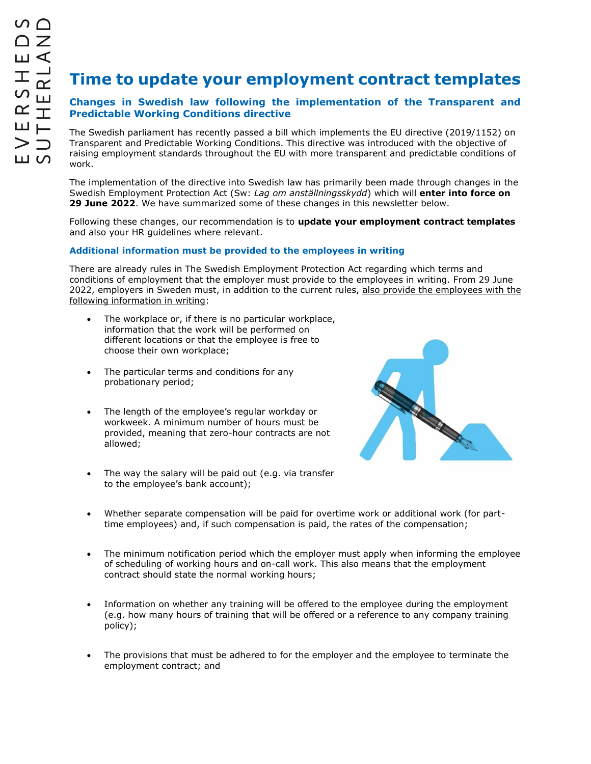# Time to update your employment contract templates

## Changes in Swedish law following the implementation of the Transparent and Predictable Working Conditions directive

The Swedish parliament has recently passed a bill which implements the EU directive (2019/1152) on Transparent and Predictable Working Conditions. This directive was introduced with the objective of raising employment standards throughout the EU with more transparent and predictable conditions of work.

The implementation of the directive into Swedish law has primarily been made through changes in the Swedish Employment Protection Act (Sw: *Lag om anställningsskydd*) which will **enter into force on 29 June 2022**. We have summarized some of these changes in this newsletter below.

Following these changes, our recommendation is to **update your employment contract templates** and also your HR guidelines where relevant.

### Additional information must be provided to the employees in writing

There are already rules in The Swedish Employment Protection Act regarding which terms and conditions of employment that the employer must provide to the employees in writing. From 29 June 2022, employers in Sweden must, in addition to the current rules, also provide the employees with the following information in writing:

- The workplace or, if there is no particular workplace, information that the work will be performed on different locations or that the employee is free to choose their own workplace;
- The particular terms and conditions for any probationary period;
- The length of the employee's regular workday or workweek. A minimum number of hours must be provided, meaning that zero-hour contracts are not allowed;
- The way the salary will be paid out (e.g. via transfer to the employee's bank account);
- Whether separate compensation will be paid for overtime work or additional work (for part-time employees) and, if such compensation is paid, the rates of the compensation;
- The minimum notification period which the employer must apply when informing the employee of scheduling of working hours and on-call work. This also means that the employment contract should state the normal working hours;
- Information on whether any training will be offered to the employee during the employment (e.g. how many hours of training that will be offered or a reference to any company training policy);
- The provisions that must be adhered to for the employer and the employee to terminate the employment contract; and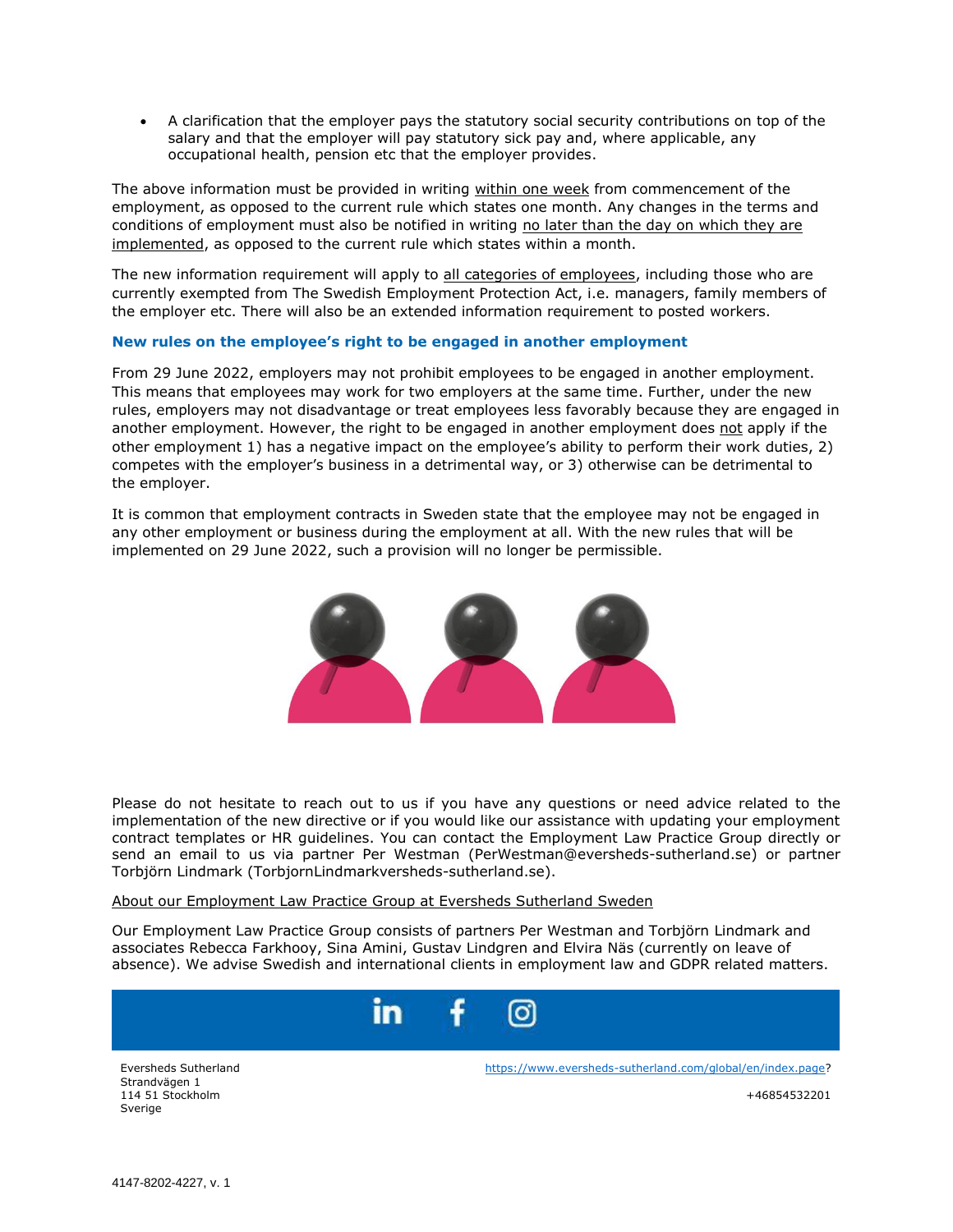- A clarification that the employer pays the statutory social security contributions on top of the salary and that the employer will pay statutory sick pay and, where applicable, any occupational health, pension etc that the employer provides.

The above information must be provided in writing within one week from commencement of the employment, as opposed to the current rule which states one month. Any changes in the terms and conditions of employment must also be notified in writing no later than the day on which they are implemented, as opposed to the current rule which states within a month.

The new information requirement will apply to all categories of employees, including those who are currently exempted from The Swedish Employment Protection Act, i.e. managers, family members of the employer etc. There will also be an extended information requirement to posted workers.

### New rules on the employee's right to be engaged in another employment

From 29 June 2022, employers may not prohibit employees to be engaged in another employment. This means that employees may work for two employers at the same time. Further, under the new rules, employers may not disadvantage or treat employees less favorably because they are engaged in another employment. However, the right to be engaged in another employment does not apply if the other employment 1) has a negative impact on the employee's ability to perform their work duties, 2) competes with the employer's business in a detrimental way, or 3) otherwise can be detrimental to the employer.

It is common that employment contracts in Sweden state that the employee may not be engaged in any other employment or business during the employment at all. With the new rules that will be implemented on 29 June 2022, such a provision will no longer be permissible.

Please do not hesitate to reach out to us if you have any questions or need advice related to the implementation of the new directive or if you would like our assistance with updating your employment contract templates or HR guidelines. You can contact the Employment Law Practice Group directly or send an email to us via partner Per Westman (PerWestman@eversheds-sutherland.se) or partner Torbjörn Lindmark (TorbjornLindmarkversheds-sutherland.se).

About our Employment Law Practice Group at Eversheds Sutherland Sweden

Our Employment Law Practice Group consists of partners Per Westman and Torbjörn Lindmark and associates Rebecca Farkhooy, Sina Amini, Gustav Lindgren and Elvira Näs (currently on leave of absence). We advise Swedish and international clients in employment law and GDPR related matters.

Eversheds Sutherland
Strandvägen 1
114 51 Stockholm
Sverige

https://www.eversheds-sutherland.com/global/en/index.page?

+46854532201

4147-8202-4227, v. 1